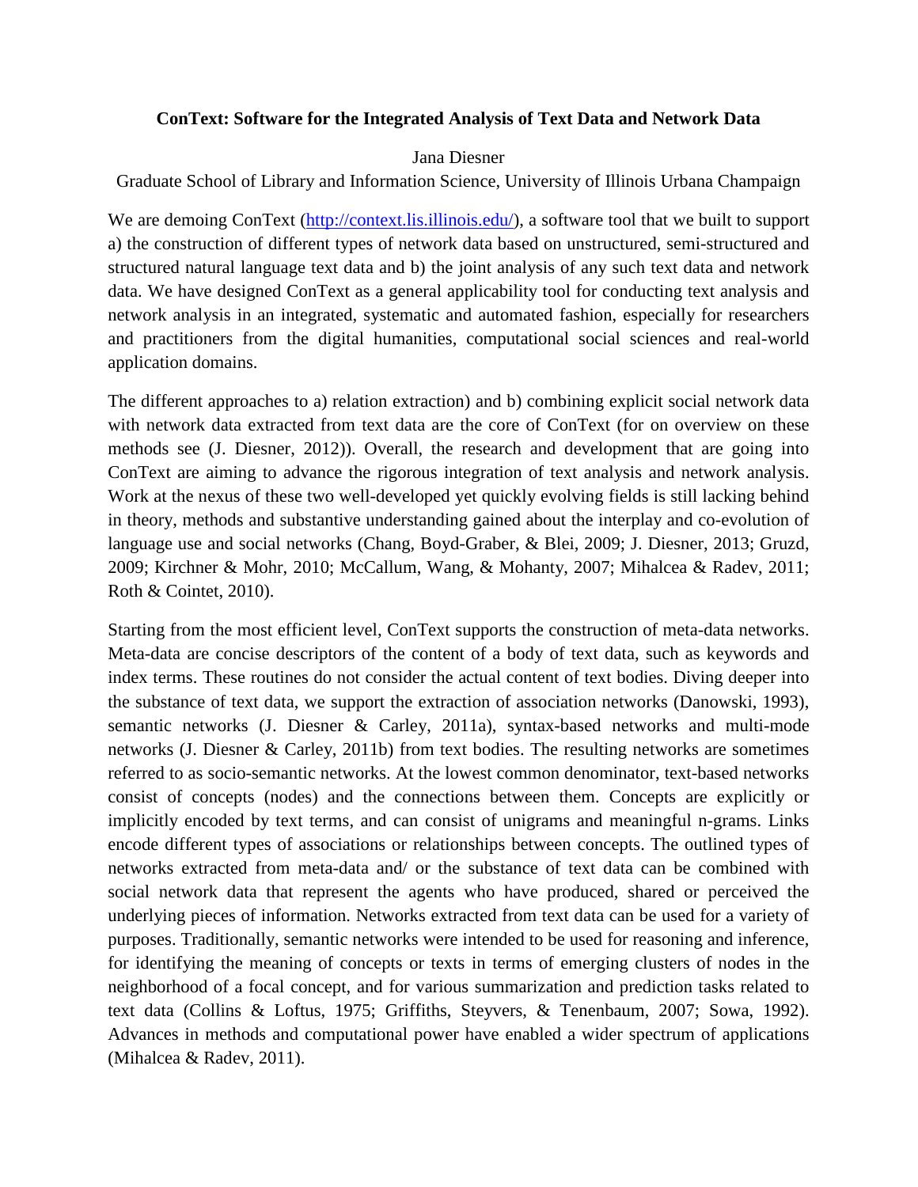# ConText: Software for the Integrated Analysis of Text Data and Network Data

Jana Diesner

Graduate School of Library and Information Science, University of Illinois Urbana Champaign

We are demoing ConText (http://context.lis.illinois.edu/), a software tool that we built to support a) the construction of different types of network data based on unstructured, semi-structured and structured natural language text data and b) the joint analysis of any such text data and network data. We have designed ConText as a general applicability tool for conducting text analysis and network analysis in an integrated, systematic and automated fashion, especially for researchers and practitioners from the digital humanities, computational social sciences and real-world application domains.

The different approaches to a) relation extraction) and b) combining explicit social network data with network data extracted from text data are the core of ConText (for on overview on these methods see (J. Diesner, 2012)). Overall, the research and development that are going into ConText are aiming to advance the rigorous integration of text analysis and network analysis. Work at the nexus of these two well-developed yet quickly evolving fields is still lacking behind in theory, methods and substantive understanding gained about the interplay and co-evolution of language use and social networks (Chang, Boyd-Graber, & Blei, 2009; J. Diesner, 2013; Gruzd, 2009; Kirchner & Mohr, 2010; McCallum, Wang, & Mohanty, 2007; Mihalcea & Radev, 2011; Roth & Cointet, 2010).

Starting from the most efficient level, ConText supports the construction of meta-data networks. Meta-data are concise descriptors of the content of a body of text data, such as keywords and index terms. These routines do not consider the actual content of text bodies. Diving deeper into the substance of text data, we support the extraction of association networks (Danowski, 1993), semantic networks (J. Diesner & Carley, 2011a), syntax-based networks and multi-mode networks (J. Diesner & Carley, 2011b) from text bodies. The resulting networks are sometimes referred to as socio-semantic networks. At the lowest common denominator, text-based networks consist of concepts (nodes) and the connections between them. Concepts are explicitly or implicitly encoded by text terms, and can consist of unigrams and meaningful n-grams. Links encode different types of associations or relationships between concepts. The outlined types of networks extracted from meta-data and/ or the substance of text data can be combined with social network data that represent the agents who have produced, shared or perceived the underlying pieces of information. Networks extracted from text data can be used for a variety of purposes. Traditionally, semantic networks were intended to be used for reasoning and inference, for identifying the meaning of concepts or texts in terms of emerging clusters of nodes in the neighborhood of a focal concept, and for various summarization and prediction tasks related to text data (Collins & Loftus, 1975; Griffiths, Steyvers, & Tenenbaum, 2007; Sowa, 1992). Advances in methods and computational power have enabled a wider spectrum of applications (Mihalcea & Radev, 2011).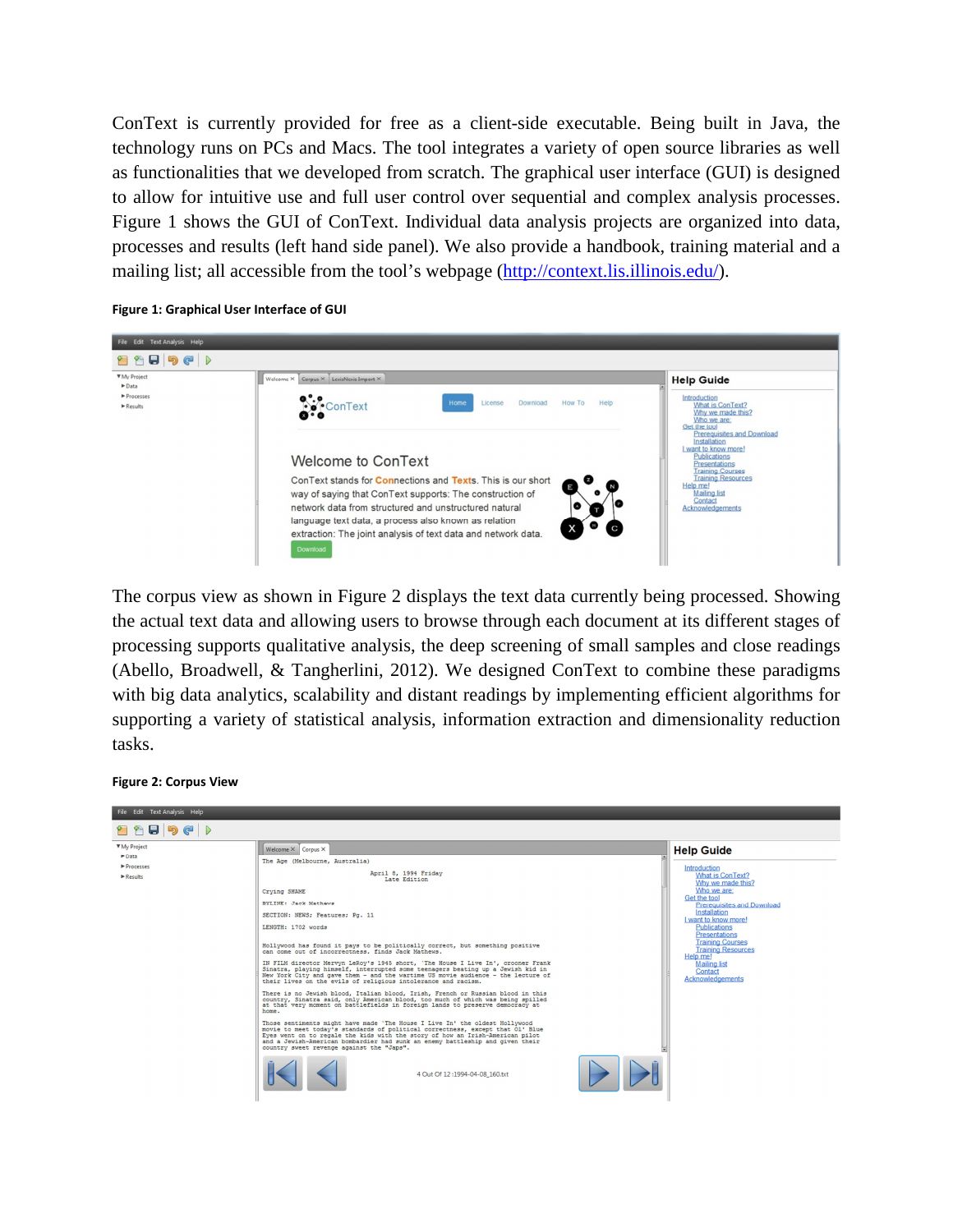ConText is currently provided for free as a client-side executable. Being built in Java, the technology runs on PCs and Macs. The tool integrates a variety of open source libraries as well as functionalities that we developed from scratch. The graphical user interface (GUI) is designed to allow for intuitive use and full user control over sequential and complex analysis processes. Figure 1 shows the GUI of ConText. Individual data analysis projects are organized into data, processes and results (left hand side panel). We also provide a handbook, training material and a mailing list; all accessible from the tool's webpage (http://context.lis.illinois.edu/).

**Figure 1: Graphical User Interface of GUI**

The corpus view as shown in Figure 2 displays the text data currently being processed. Showing the actual text data and allowing users to browse through each document at its different stages of processing supports qualitative analysis, the deep screening of small samples and close readings (Abello, Broadwell, & Tangherlini, 2012). We designed ConText to combine these paradigms with big data analytics, scalability and distant readings by implementing efficient algorithms for supporting a variety of statistical analysis, information extraction and dimensionality reduction tasks.

**Figure 2: Corpus View**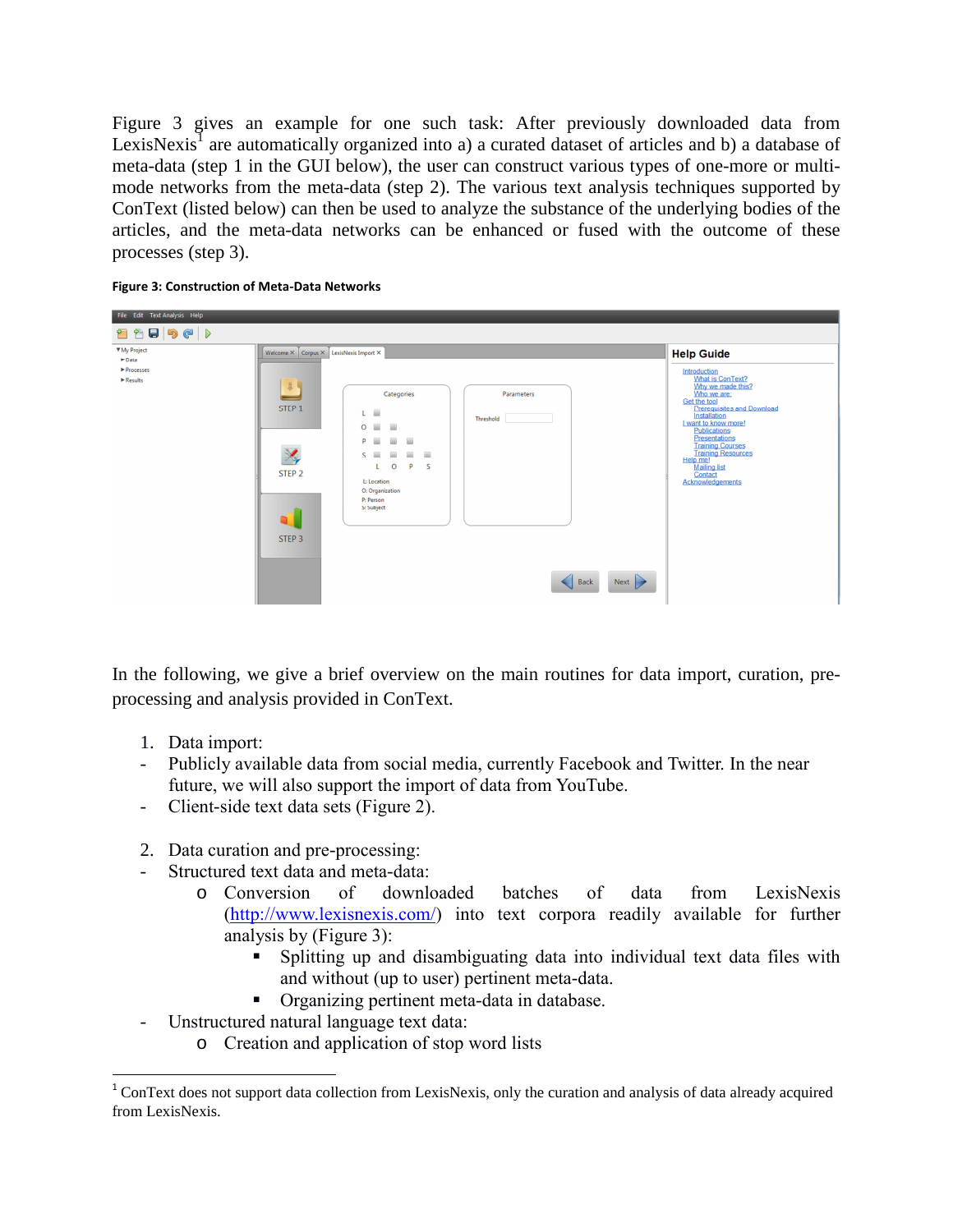Figure 3 gives an example for one such task: After previously downloaded data from LexisNexis[1] are automatically organized into a) a curated dataset of articles and b) a database of meta-data (step 1 in the GUI below), the user can construct various types of one-more or multi-mode networks from the meta-data (step 2). The various text analysis techniques supported by ConText (listed below) can then be used to analyze the substance of the underlying bodies of the articles, and the meta-data networks can be enhanced or fused with the outcome of these processes (step 3).

**Figure 3: Construction of Meta-Data Networks**

In the following, we give a brief overview on the main routines for data import, curation, pre-processing and analysis provided in ConText.

1. Data import:
   - Publicly available data from social media, currently Facebook and Twitter. In the near future, we will also support the import of data from YouTube.
   - Client-side text data sets (Figure 2).

2. Data curation and pre-processing:
   - Structured text data and meta-data:
     - Conversion of downloaded batches of data from LexisNexis (http://www.lexisnexis.com/) into text corpora readily available for further analysis by (Figure 3):
       - Splitting up and disambiguating data into individual text data files with and without (up to user) pertinent meta-data.
       - Organizing pertinent meta-data in database.
   - Unstructured natural language text data:
     - Creation and application of stop word lists

---

[1] ConText does not support data collection from LexisNexis, only the curation and analysis of data already acquired from LexisNexis.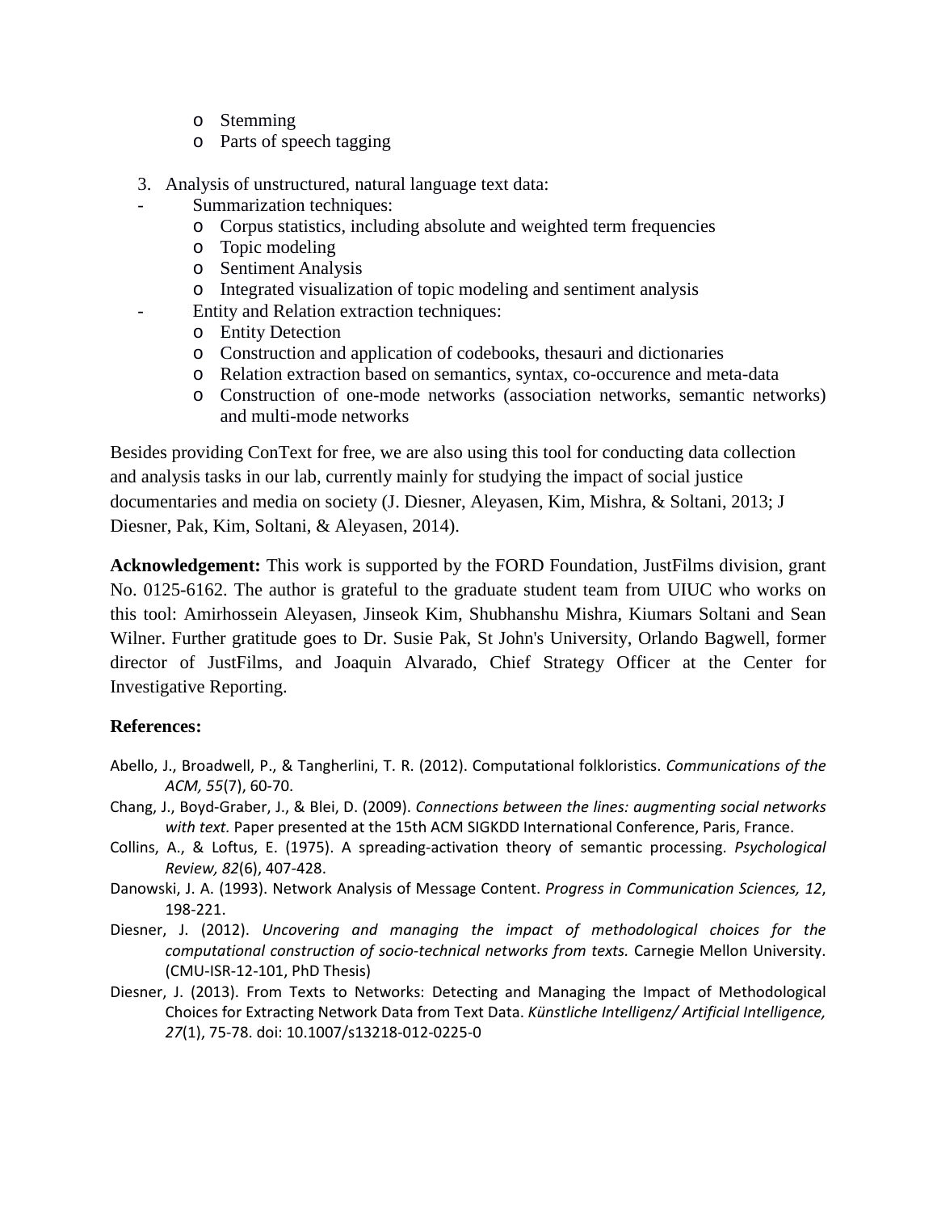- Stemming
  - Parts of speech tagging

3. Analysis of unstructured, natural language text data:

- Summarization techniques:
  - Corpus statistics, including absolute and weighted term frequencies
  - Topic modeling
  - Sentiment Analysis
  - Integrated visualization of topic modeling and sentiment analysis
- Entity and Relation extraction techniques:
  - Entity Detection
  - Construction and application of codebooks, thesauri and dictionaries
  - Relation extraction based on semantics, syntax, co-occurence and meta-data
  - Construction of one-mode networks (association networks, semantic networks) and multi-mode networks

Besides providing ConText for free, we are also using this tool for conducting data collection and analysis tasks in our lab, currently mainly for studying the impact of social justice documentaries and media on society (J. Diesner, Aleyasen, Kim, Mishra, & Soltani, 2013; J Diesner, Pak, Kim, Soltani, & Aleyasen, 2014).

**Acknowledgement:** This work is supported by the FORD Foundation, JustFilms division, grant No. 0125-6162. The author is grateful to the graduate student team from UIUC who works on this tool: Amirhossein Aleyasen, Jinseok Kim, Shubhanshu Mishra, Kiumars Soltani and Sean Wilner. Further gratitude goes to Dr. Susie Pak, St John's University, Orlando Bagwell, former director of JustFilms, and Joaquin Alvarado, Chief Strategy Officer at the Center for Investigative Reporting.

**References:**

Abello, J., Broadwell, P., & Tangherlini, T. R. (2012). Computational folkloristics. *Communications of the ACM, 55*(7), 60-70.

Chang, J., Boyd-Graber, J., & Blei, D. (2009). *Connections between the lines: augmenting social networks with text.* Paper presented at the 15th ACM SIGKDD International Conference, Paris, France.

Collins, A., & Loftus, E. (1975). A spreading-activation theory of semantic processing. *Psychological Review, 82*(6), 407-428.

Danowski, J. A. (1993). Network Analysis of Message Content. *Progress in Communication Sciences, 12*, 198-221.

Diesner, J. (2012). *Uncovering and managing the impact of methodological choices for the computational construction of socio-technical networks from texts.* Carnegie Mellon University. (CMU-ISR-12-101, PhD Thesis)

Diesner, J. (2013). From Texts to Networks: Detecting and Managing the Impact of Methodological Choices for Extracting Network Data from Text Data. *Künstliche Intelligenz/ Artificial Intelligence, 27*(1), 75-78. doi: 10.1007/s13218-012-0225-0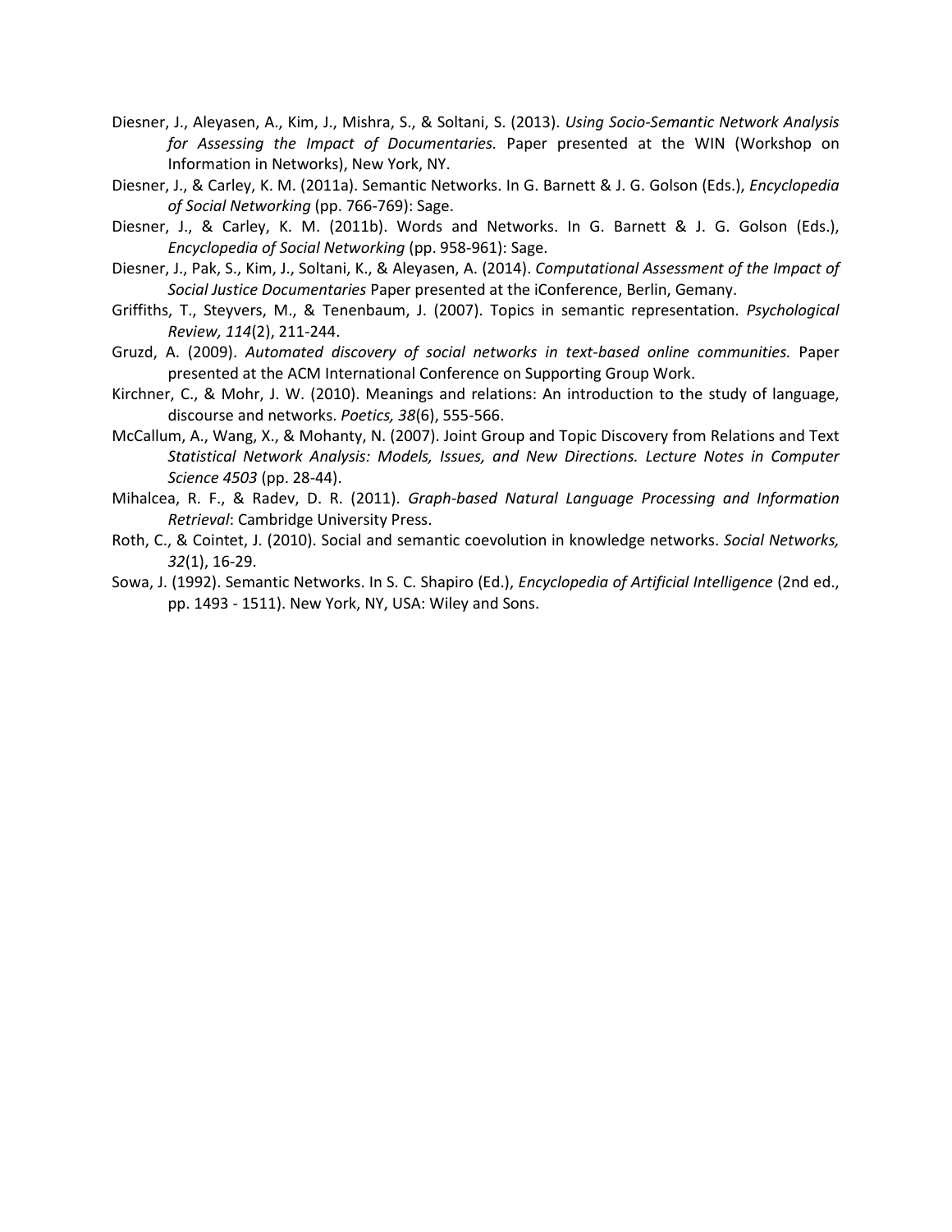Diesner, J., Aleyasen, A., Kim, J., Mishra, S., & Soltani, S. (2013). *Using Socio-Semantic Network Analysis for Assessing the Impact of Documentaries.* Paper presented at the WIN (Workshop on Information in Networks), New York, NY.

Diesner, J., & Carley, K. M. (2011a). Semantic Networks. In G. Barnett & J. G. Golson (Eds.), *Encyclopedia of Social Networking* (pp. 766-769): Sage.

Diesner, J., & Carley, K. M. (2011b). Words and Networks. In G. Barnett & J. G. Golson (Eds.), *Encyclopedia of Social Networking* (pp. 958-961): Sage.

Diesner, J., Pak, S., Kim, J., Soltani, K., & Aleyasen, A. (2014). *Computational Assessment of the Impact of Social Justice Documentaries* Paper presented at the iConference, Berlin, Gemany.

Griffiths, T., Steyvers, M., & Tenenbaum, J. (2007). Topics in semantic representation. *Psychological Review, 114*(2), 211-244.

Gruzd, A. (2009). *Automated discovery of social networks in text-based online communities.* Paper presented at the ACM International Conference on Supporting Group Work.

Kirchner, C., & Mohr, J. W. (2010). Meanings and relations: An introduction to the study of language, discourse and networks. *Poetics, 38*(6), 555-566.

McCallum, A., Wang, X., & Mohanty, N. (2007). Joint Group and Topic Discovery from Relations and Text *Statistical Network Analysis: Models, Issues, and New Directions. Lecture Notes in Computer Science 4503* (pp. 28-44).

Mihalcea, R. F., & Radev, D. R. (2011). *Graph-based Natural Language Processing and Information Retrieval*: Cambridge University Press.

Roth, C., & Cointet, J. (2010). Social and semantic coevolution in knowledge networks. *Social Networks, 32*(1), 16-29.

Sowa, J. (1992). Semantic Networks. In S. C. Shapiro (Ed.), *Encyclopedia of Artificial Intelligence* (2nd ed., pp. 1493 - 1511). New York, NY, USA: Wiley and Sons.